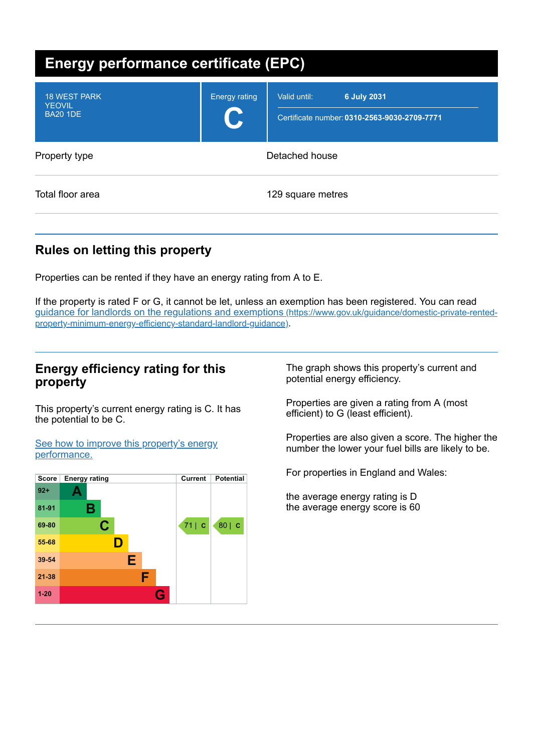# Energy performance certificate (EPC)

| 18 WEST PARK<br>YEOVIL<br>BA20 1DE | Energy rating<br>**C** | Valid until: **6 July 2031**<br>Certificate number: **0310-2563-9030-2709-7771** |
|---|---|---|

| | |
|---|---|
| Property type | Detached house |
| Total floor area | 129 square metres |

## Rules on letting this property

Properties can be rented if they have an energy rating from A to E.

If the property is rated F or G, it cannot be let, unless an exemption has been registered. You can read [guidance for landlords on the regulations and exemptions](https://www.gov.uk/guidance/domestic-private-rented-property-minimum-energy-efficiency-standard-landlord-guidance) (https://www.gov.uk/guidance/domestic-private-rented-property-minimum-energy-efficiency-standard-landlord-guidance).

## Energy efficiency rating for this property

This property's current energy rating is C. It has the potential to be C.

[See how to improve this property's energy performance.]()

| Score | Energy rating | Current | Potential |
|---|---|---|---|
| 92+ | A | | |
| 81-91 | B | | |
| 69-80 | C | 71 \| C | 80 \| C |
| 55-68 | D | | |
| 39-54 | E | | |
| 21-38 | F | | |
| 1-20 | G | | |

The graph shows this property's current and potential energy efficiency.

Properties are given a rating from A (most efficient) to G (least efficient).

Properties are also given a score. The higher the number the lower your fuel bills are likely to be.

For properties in England and Wales:

the average energy rating is D
the average energy score is 60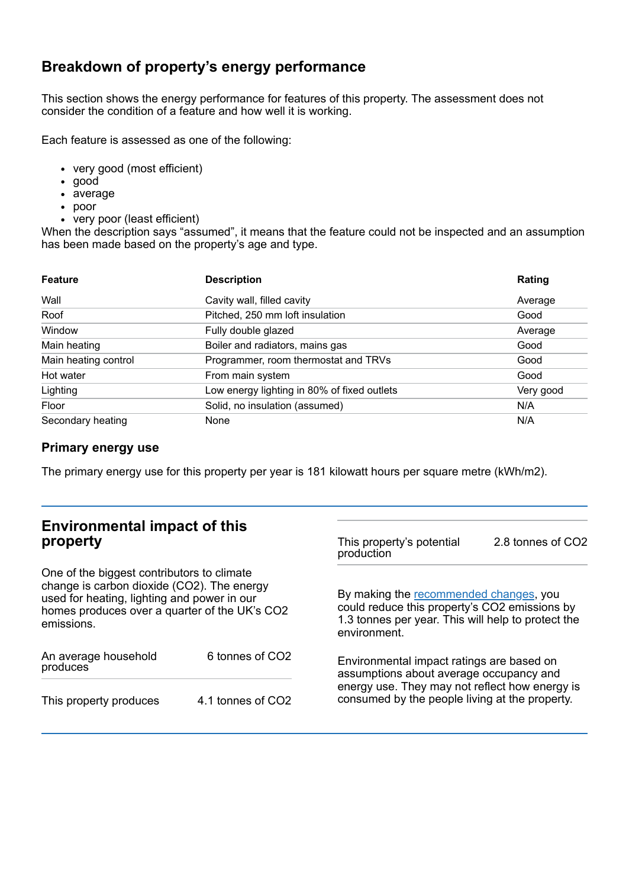## Breakdown of property's energy performance

This section shows the energy performance for features of this property. The assessment does not consider the condition of a feature and how well it is working.

Each feature is assessed as one of the following:

- very good (most efficient)
- good
- average
- poor
- very poor (least efficient)

When the description says "assumed", it means that the feature could not be inspected and an assumption has been made based on the property's age and type.

| Feature | Description | Rating |
|---|---|---|
| Wall | Cavity wall, filled cavity | Average |
| Roof | Pitched, 250 mm loft insulation | Good |
| Window | Fully double glazed | Average |
| Main heating | Boiler and radiators, mains gas | Good |
| Main heating control | Programmer, room thermostat and TRVs | Good |
| Hot water | From main system | Good |
| Lighting | Low energy lighting in 80% of fixed outlets | Very good |
| Floor | Solid, no insulation (assumed) | N/A |
| Secondary heating | None | N/A |

### Primary energy use

The primary energy use for this property per year is 181 kilowatt hours per square metre (kWh/m2).

## Environmental impact of this property

One of the biggest contributors to climate change is carbon dioxide ($CO_2$). The energy used for heating, lighting and power in our homes produces over a quarter of the UK's $CO_2$ emissions.

| | |
|---|---|
| An average household produces | 6 tonnes of $CO_2$ |
| This property produces | 4.1 tonnes of $CO_2$ |
| This property's potential production | 2.8 tonnes of $CO_2$ |

By making the recommended changes, you could reduce this property's $CO_2$ emissions by 1.3 tonnes per year. This will help to protect the environment.

Environmental impact ratings are based on assumptions about average occupancy and energy use. They may not reflect how energy is consumed by the people living at the property.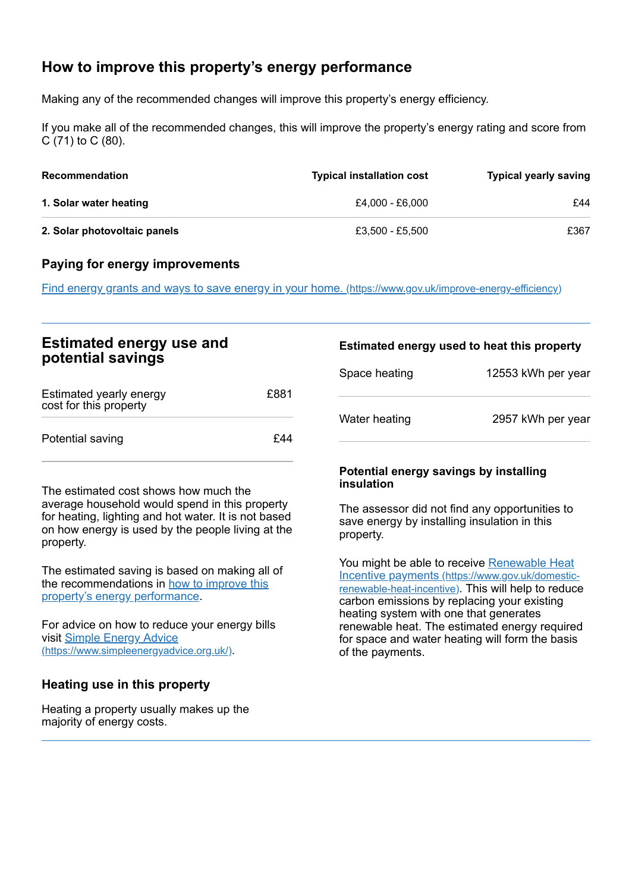## How to improve this property's energy performance

Making any of the recommended changes will improve this property's energy efficiency.

If you make all of the recommended changes, this will improve the property's energy rating and score from C (71) to C (80).

| Recommendation | Typical installation cost | Typical yearly saving |
|---|---|---|
| **1. Solar water heating** | £4,000 - £6,000 | £44 |
| **2. Solar photovoltaic panels** | £3,500 - £5,500 | £367 |

### Paying for energy improvements

[Find energy grants and ways to save energy in your home. (https://www.gov.uk/improve-energy-efficiency)](https://www.gov.uk/improve-energy-efficiency)

## Estimated energy use and potential savings

| | |
|---|---|
| Estimated yearly energy cost for this property | £881 |
| Potential saving | £44 |

The estimated cost shows how much the average household would spend in this property for heating, lighting and hot water. It is not based on how energy is used by the people living at the property.

The estimated saving is based on making all of the recommendations in how to improve this property's energy performance.

For advice on how to reduce your energy bills visit [Simple Energy Advice (https://www.simpleenergyadvice.org.uk/)](https://www.simpleenergyadvice.org.uk/).

### Heating use in this property

Heating a property usually makes up the majority of energy costs.

### Estimated energy used to heat this property

| | |
|---|---|
| Space heating | 12553 kWh per year |
| Water heating | 2957 kWh per year |

### Potential energy savings by installing insulation

The assessor did not find any opportunities to save energy by installing insulation in this property.

You might be able to receive [Renewable Heat Incentive payments (https://www.gov.uk/domestic-renewable-heat-incentive)](https://www.gov.uk/domestic-renewable-heat-incentive). This will help to reduce carbon emissions by replacing your existing heating system with one that generates renewable heat. The estimated energy required for space and water heating will form the basis of the payments.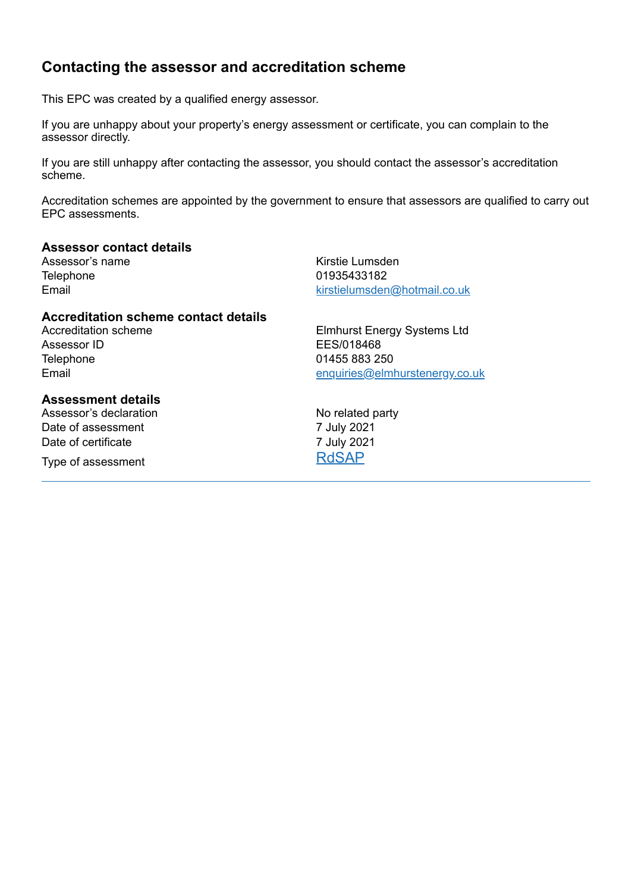## Contacting the assessor and accreditation scheme

This EPC was created by a qualified energy assessor.

If you are unhappy about your property's energy assessment or certificate, you can complain to the assessor directly.

If you are still unhappy after contacting the assessor, you should contact the assessor's accreditation scheme.

Accreditation schemes are appointed by the government to ensure that assessors are qualified to carry out EPC assessments.

### Assessor contact details

| | |
|---|---|
| Assessor's name | Kirstie Lumsden |
| Telephone | 01935433182 |
| Email | kirstielumsden@hotmail.co.uk |

### Accreditation scheme contact details

| | |
|---|---|
| Accreditation scheme | Elmhurst Energy Systems Ltd |
| Assessor ID | EES/018468 |
| Telephone | 01455 883 250 |
| Email | enquiries@elmhurstenergy.co.uk |

### Assessment details

| | |
|---|---|
| Assessor's declaration | No related party |
| Date of assessment | 7 July 2021 |
| Date of certificate | 7 July 2021 |
| Type of assessment | RdSAP |